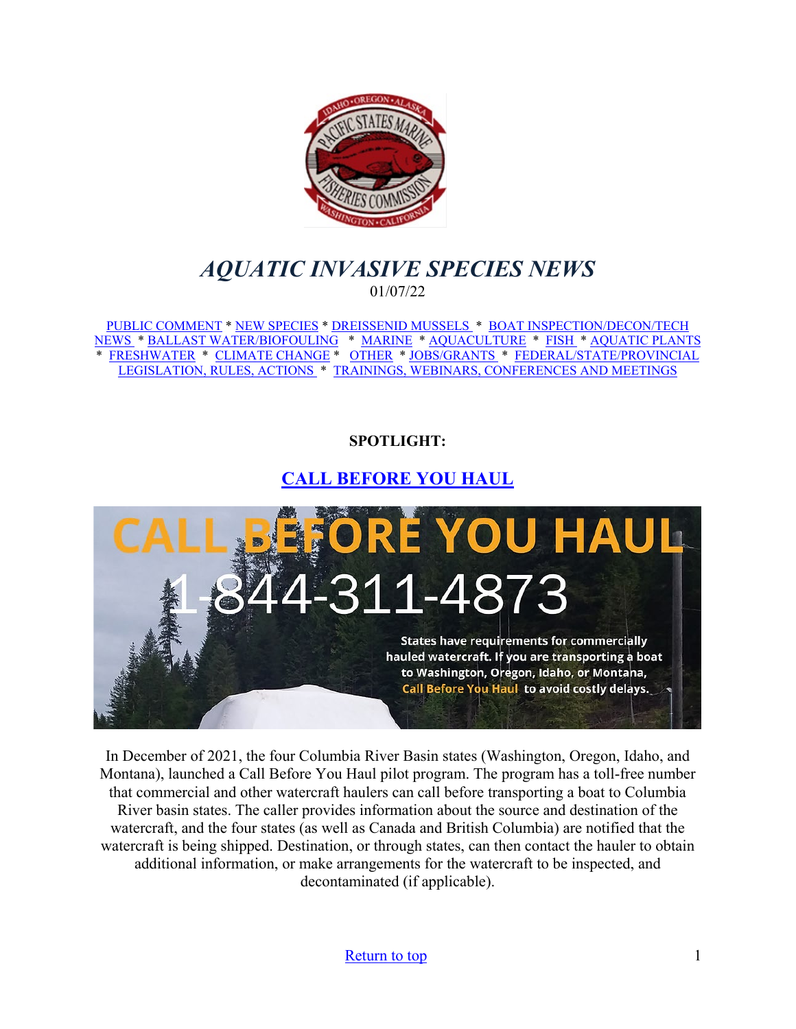# *AQUATIC INVASIVE SPECIES NEWS*

01/07/22

PUBLIC COMMENT * NEW SPECIES * DREISSENID MUSSELS * BOAT INSPECTION/DECON/TECH NEWS * BALLAST WATER/BIOFOULING * MARINE * AQUACULTURE * FISH * AQUATIC PLANTS * FRESHWATER * CLIMATE CHANGE * OTHER * JOBS/GRANTS * FEDERAL/STATE/PROVINCIAL LEGISLATION, RULES, ACTIONS * TRAININGS, WEBINARS, CONFERENCES AND MEETINGS

**SPOTLIGHT:**

## CALL BEFORE YOU HAUL

In December of 2021, the four Columbia River Basin states (Washington, Oregon, Idaho, and Montana), launched a Call Before You Haul pilot program. The program has a toll-free number that commercial and other watercraft haulers can call before transporting a boat to Columbia River basin states. The caller provides information about the source and destination of the watercraft, and the four states (as well as Canada and British Columbia) are notified that the watercraft is being shipped. Destination, or through states, can then contact the hauler to obtain additional information, or make arrangements for the watercraft to be inspected, and decontaminated (if applicable).

Return to top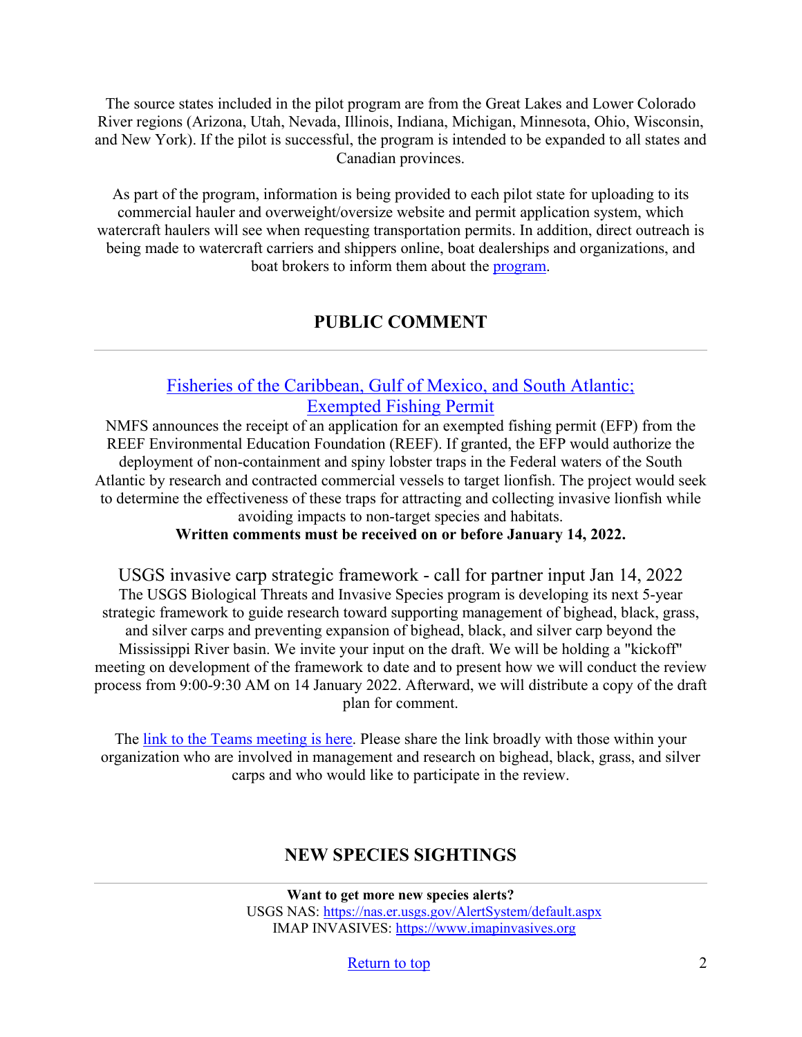The source states included in the pilot program are from the Great Lakes and Lower Colorado River regions (Arizona, Utah, Nevada, Illinois, Indiana, Michigan, Minnesota, Ohio, Wisconsin, and New York). If the pilot is successful, the program is intended to be expanded to all states and Canadian provinces.

As part of the program, information is being provided to each pilot state for uploading to its commercial hauler and overweight/oversize website and permit application system, which watercraft haulers will see when requesting transportation permits. In addition, direct outreach is being made to watercraft carriers and shippers online, boat dealerships and organizations, and boat brokers to inform them about the program.

## PUBLIC COMMENT

### Fisheries of the Caribbean, Gulf of Mexico, and South Atlantic; Exempted Fishing Permit

NMFS announces the receipt of an application for an exempted fishing permit (EFP) from the REEF Environmental Education Foundation (REEF). If granted, the EFP would authorize the deployment of non-containment and spiny lobster traps in the Federal waters of the South Atlantic by research and contracted commercial vessels to target lionfish. The project would seek to determine the effectiveness of these traps for attracting and collecting invasive lionfish while avoiding impacts to non-target species and habitats.

**Written comments must be received on or before January 14, 2022.**

### USGS invasive carp strategic framework - call for partner input Jan 14, 2022

The USGS Biological Threats and Invasive Species program is developing its next 5-year strategic framework to guide research toward supporting management of bighead, black, grass, and silver carps and preventing expansion of bighead, black, and silver carp beyond the Mississippi River basin. We invite your input on the draft. We will be holding a "kickoff" meeting on development of the framework to date and to present how we will conduct the review process from 9:00-9:30 AM on 14 January 2022. Afterward, we will distribute a copy of the draft plan for comment.

The link to the Teams meeting is here. Please share the link broadly with those within your organization who are involved in management and research on bighead, black, grass, and silver carps and who would like to participate in the review.

## NEW SPECIES SIGHTINGS

**Want to get more new species alerts?**
USGS NAS: https://nas.er.usgs.gov/AlertSystem/default.aspx
IMAP INVASIVES: https://www.imapinvasives.org

Return to top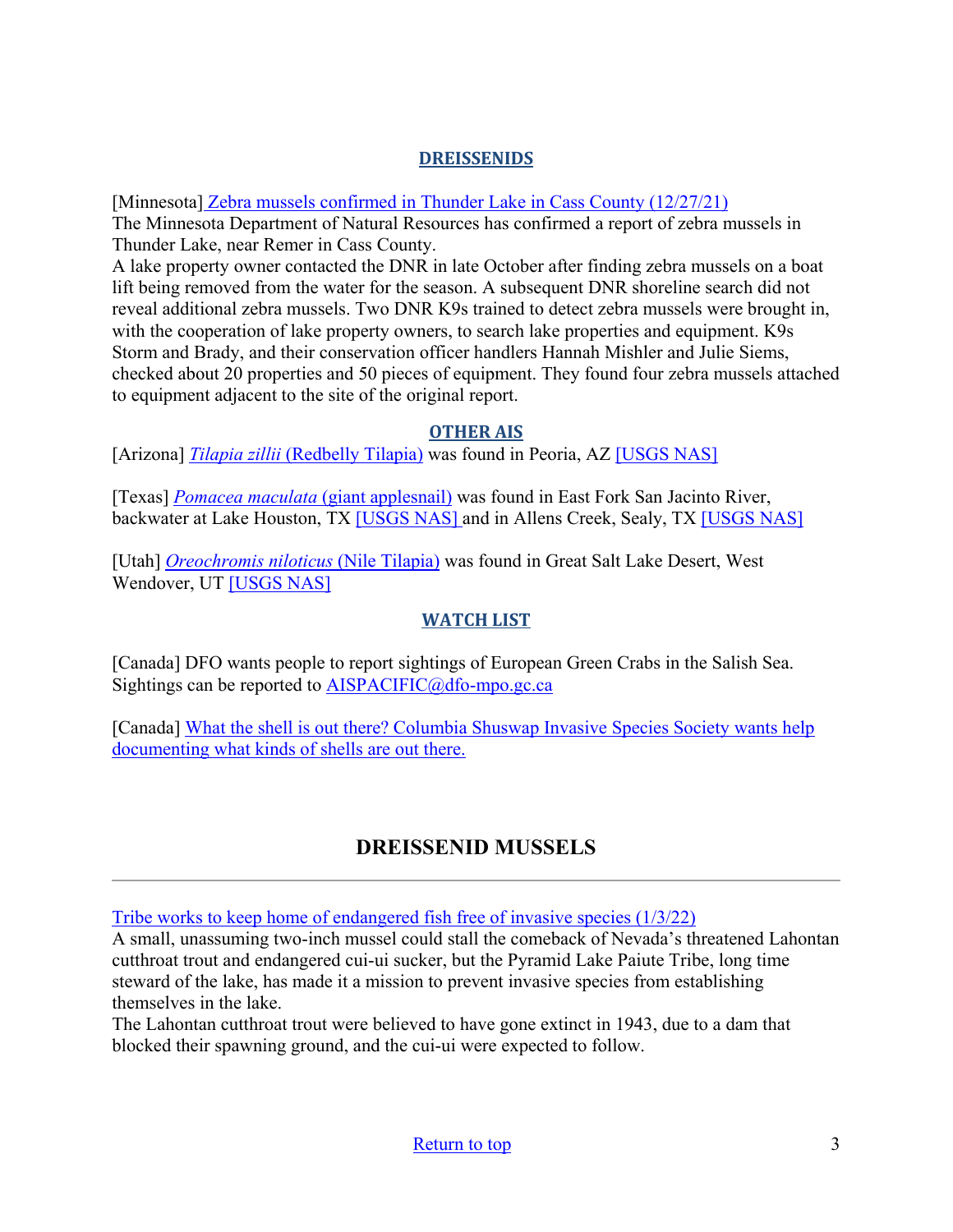### DREISSENIDS

[Minnesota] Zebra mussels confirmed in Thunder Lake in Cass County (12/27/21)
The Minnesota Department of Natural Resources has confirmed a report of zebra mussels in Thunder Lake, near Remer in Cass County.
A lake property owner contacted the DNR in late October after finding zebra mussels on a boat lift being removed from the water for the season. A subsequent DNR shoreline search did not reveal additional zebra mussels. Two DNR K9s trained to detect zebra mussels were brought in, with the cooperation of lake property owners, to search lake properties and equipment. K9s Storm and Brady, and their conservation officer handlers Hannah Mishler and Julie Siems, checked about 20 properties and 50 pieces of equipment. They found four zebra mussels attached to equipment adjacent to the site of the original report.

### OTHER AIS

[Arizona] *Tilapia zillii* (Redbelly Tilapia) was found in Peoria, AZ [USGS NAS]

[Texas] *Pomacea maculata* (giant applesnail) was found in East Fork San Jacinto River, backwater at Lake Houston, TX [USGS NAS] and in Allens Creek, Sealy, TX [USGS NAS]

[Utah] *Oreochromis niloticus* (Nile Tilapia) was found in Great Salt Lake Desert, West Wendover, UT [USGS NAS]

### WATCH LIST

[Canada] DFO wants people to report sightings of European Green Crabs in the Salish Sea. Sightings can be reported to AISPACIFIC@dfo-mpo.gc.ca

[Canada] What the shell is out there? Columbia Shuswap Invasive Species Society wants help documenting what kinds of shells are out there.

## DREISSENID MUSSELS

---

Tribe works to keep home of endangered fish free of invasive species (1/3/22)
A small, unassuming two-inch mussel could stall the comeback of Nevada's threatened Lahontan cutthroat trout and endangered cui-ui sucker, but the Pyramid Lake Paiute Tribe, long time steward of the lake, has made it a mission to prevent invasive species from establishing themselves in the lake.
The Lahontan cutthroat trout were believed to have gone extinct in 1943, due to a dam that blocked their spawning ground, and the cui-ui were expected to follow.

Return to top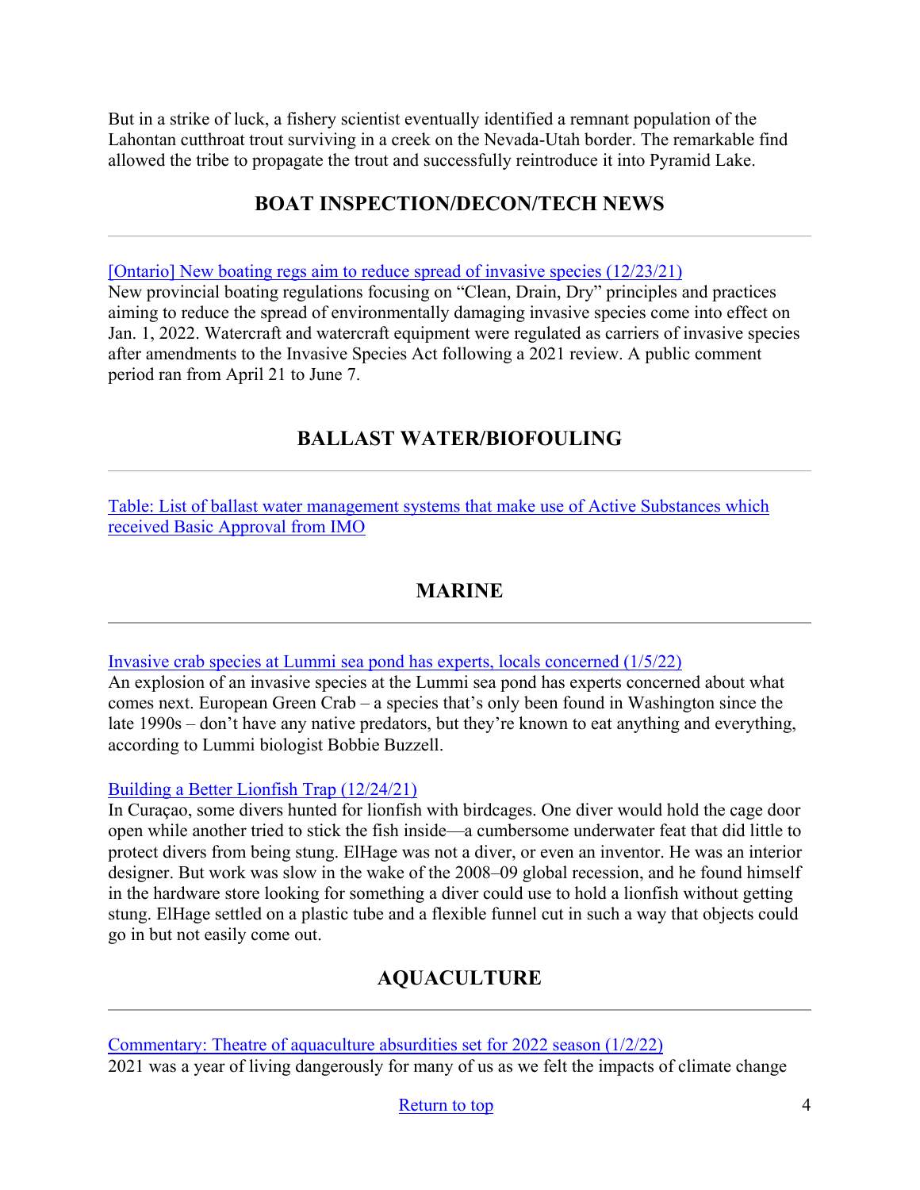But in a strike of luck, a fishery scientist eventually identified a remnant population of the Lahontan cutthroat trout surviving in a creek on the Nevada-Utah border. The remarkable find allowed the tribe to propagate the trout and successfully reintroduce it into Pyramid Lake.

## BOAT INSPECTION/DECON/TECH NEWS

---

[Ontario] New boating regs aim to reduce spread of invasive species (12/23/21)
New provincial boating regulations focusing on "Clean, Drain, Dry" principles and practices aiming to reduce the spread of environmentally damaging invasive species come into effect on Jan. 1, 2022. Watercraft and watercraft equipment were regulated as carriers of invasive species after amendments to the Invasive Species Act following a 2021 review. A public comment period ran from April 21 to June 7.

## BALLAST WATER/BIOFOULING

---

Table: List of ballast water management systems that make use of Active Substances which received Basic Approval from IMO

## MARINE

---

Invasive crab species at Lummi sea pond has experts, locals concerned (1/5/22)
An explosion of an invasive species at the Lummi sea pond has experts concerned about what comes next. European Green Crab – a species that's only been found in Washington since the late 1990s – don't have any native predators, but they're known to eat anything and everything, according to Lummi biologist Bobbie Buzzell.

Building a Better Lionfish Trap (12/24/21)
In Curaçao, some divers hunted for lionfish with birdcages. One diver would hold the cage door open while another tried to stick the fish inside—a cumbersome underwater feat that did little to protect divers from being stung. ElHage was not a diver, or even an inventor. He was an interior designer. But work was slow in the wake of the 2008–09 global recession, and he found himself in the hardware store looking for something a diver could use to hold a lionfish without getting stung. ElHage settled on a plastic tube and a flexible funnel cut in such a way that objects could go in but not easily come out.

## AQUACULTURE

---

Commentary: Theatre of aquaculture absurdities set for 2022 season (1/2/22)
2021 was a year of living dangerously for many of us as we felt the impacts of climate change

Return to top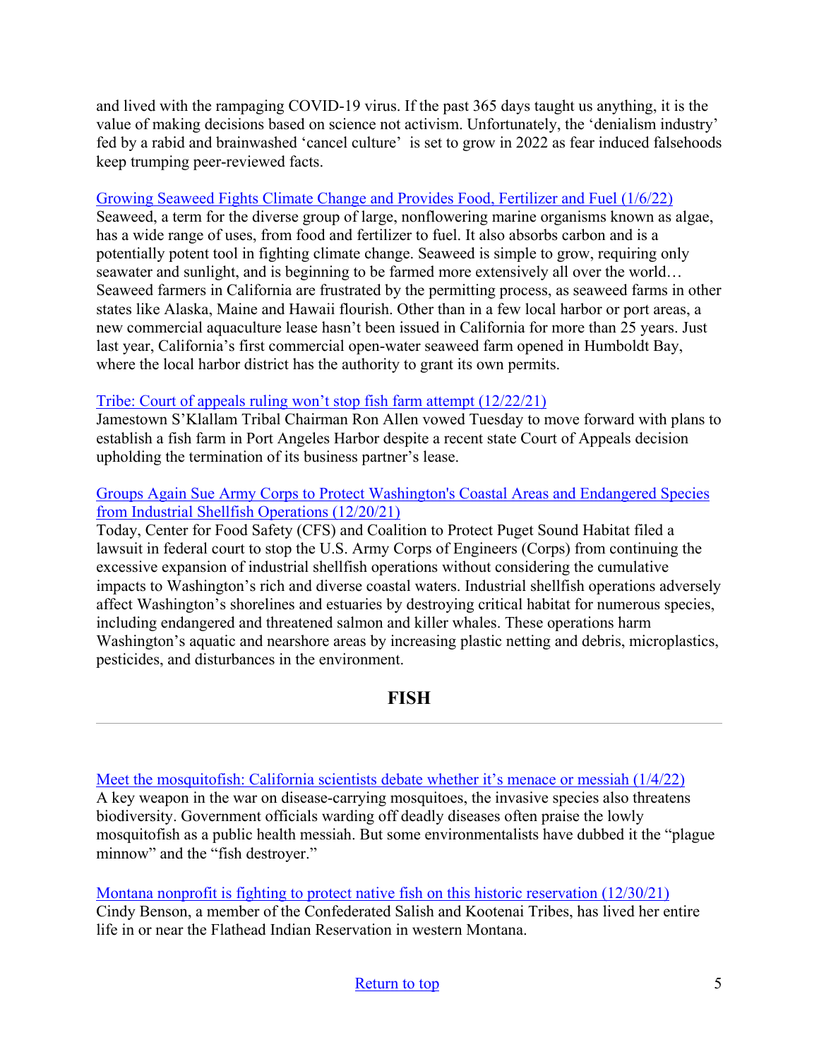and lived with the rampaging COVID-19 virus. If the past 365 days taught us anything, it is the value of making decisions based on science not activism. Unfortunately, the 'denialism industry' fed by a rabid and brainwashed 'cancel culture' is set to grow in 2022 as fear induced falsehoods keep trumping peer-reviewed facts.

Growing Seaweed Fights Climate Change and Provides Food, Fertilizer and Fuel (1/6/22)
Seaweed, a term for the diverse group of large, nonflowering marine organisms known as algae, has a wide range of uses, from food and fertilizer to fuel. It also absorbs carbon and is a potentially potent tool in fighting climate change. Seaweed is simple to grow, requiring only seawater and sunlight, and is beginning to be farmed more extensively all over the world… Seaweed farmers in California are frustrated by the permitting process, as seaweed farms in other states like Alaska, Maine and Hawaii flourish. Other than in a few local harbor or port areas, a new commercial aquaculture lease hasn't been issued in California for more than 25 years. Just last year, California's first commercial open-water seaweed farm opened in Humboldt Bay, where the local harbor district has the authority to grant its own permits.

Tribe: Court of appeals ruling won't stop fish farm attempt (12/22/21)
Jamestown S'Klallam Tribal Chairman Ron Allen vowed Tuesday to move forward with plans to establish a fish farm in Port Angeles Harbor despite a recent state Court of Appeals decision upholding the termination of its business partner's lease.

Groups Again Sue Army Corps to Protect Washington's Coastal Areas and Endangered Species from Industrial Shellfish Operations (12/20/21)
Today, Center for Food Safety (CFS) and Coalition to Protect Puget Sound Habitat filed a lawsuit in federal court to stop the U.S. Army Corps of Engineers (Corps) from continuing the excessive expansion of industrial shellfish operations without considering the cumulative impacts to Washington's rich and diverse coastal waters. Industrial shellfish operations adversely affect Washington's shorelines and estuaries by destroying critical habitat for numerous species, including endangered and threatened salmon and killer whales. These operations harm Washington's aquatic and nearshore areas by increasing plastic netting and debris, microplastics, pesticides, and disturbances in the environment.

## FISH

Meet the mosquitofish: California scientists debate whether it's menace or messiah (1/4/22)
A key weapon in the war on disease-carrying mosquitoes, the invasive species also threatens biodiversity. Government officials warding off deadly diseases often praise the lowly mosquitofish as a public health messiah. But some environmentalists have dubbed it the "plague minnow" and the "fish destroyer."

Montana nonprofit is fighting to protect native fish on this historic reservation (12/30/21)
Cindy Benson, a member of the Confederated Salish and Kootenai Tribes, has lived her entire life in or near the Flathead Indian Reservation in western Montana.

Return to top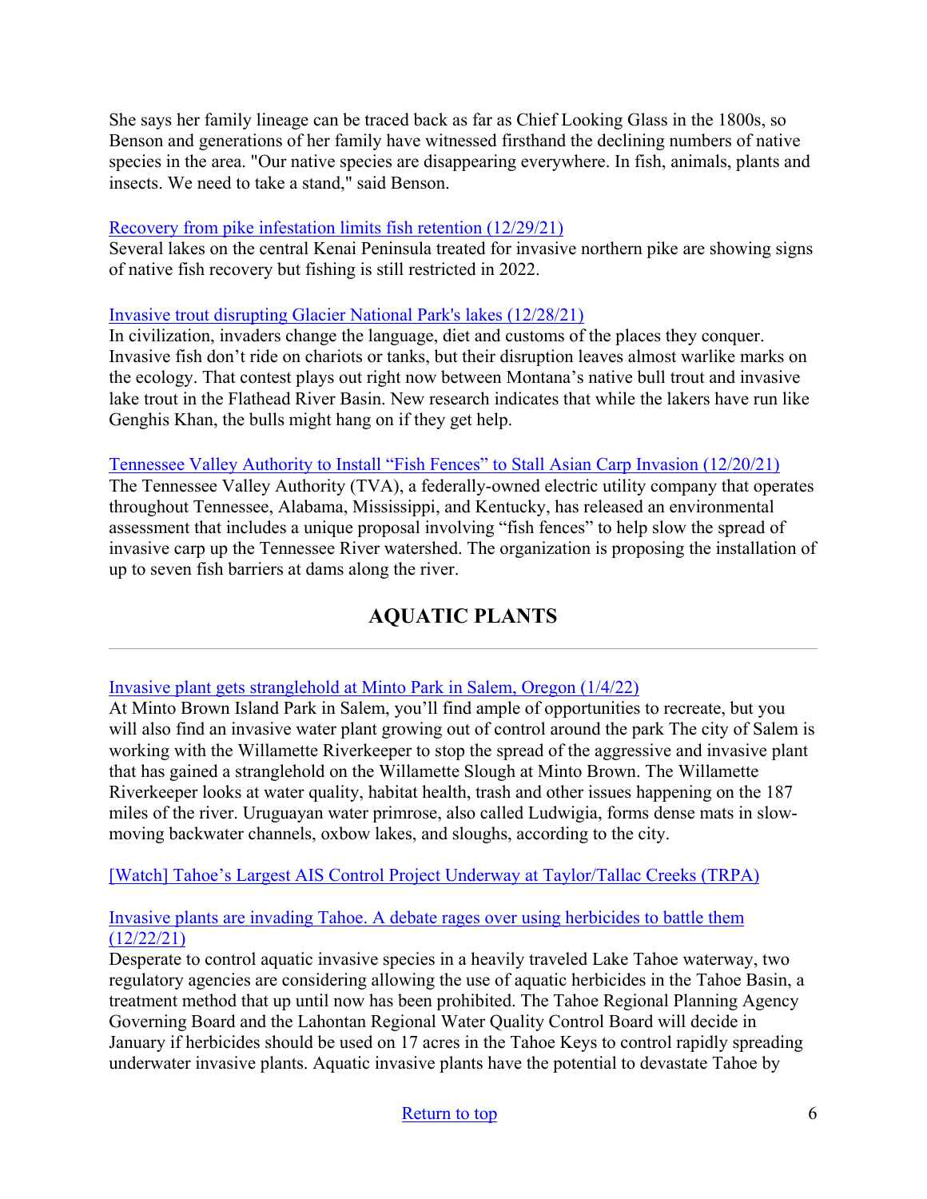She says her family lineage can be traced back as far as Chief Looking Glass in the 1800s, so Benson and generations of her family have witnessed firsthand the declining numbers of native species in the area. "Our native species are disappearing everywhere. In fish, animals, plants and insects. We need to take a stand," said Benson.

Recovery from pike infestation limits fish retention (12/29/21)
Several lakes on the central Kenai Peninsula treated for invasive northern pike are showing signs of native fish recovery but fishing is still restricted in 2022.

Invasive trout disrupting Glacier National Park's lakes (12/28/21)
In civilization, invaders change the language, diet and customs of the places they conquer. Invasive fish don't ride on chariots or tanks, but their disruption leaves almost warlike marks on the ecology. That contest plays out right now between Montana's native bull trout and invasive lake trout in the Flathead River Basin. New research indicates that while the lakers have run like Genghis Khan, the bulls might hang on if they get help.

Tennessee Valley Authority to Install "Fish Fences" to Stall Asian Carp Invasion (12/20/21)
The Tennessee Valley Authority (TVA), a federally-owned electric utility company that operates throughout Tennessee, Alabama, Mississippi, and Kentucky, has released an environmental assessment that includes a unique proposal involving "fish fences" to help slow the spread of invasive carp up the Tennessee River watershed. The organization is proposing the installation of up to seven fish barriers at dams along the river.

## AQUATIC PLANTS

---

Invasive plant gets stranglehold at Minto Park in Salem, Oregon (1/4/22)
At Minto Brown Island Park in Salem, you'll find ample of opportunities to recreate, but you will also find an invasive water plant growing out of control around the park The city of Salem is working with the Willamette Riverkeeper to stop the spread of the aggressive and invasive plant that has gained a stranglehold on the Willamette Slough at Minto Brown. The Willamette Riverkeeper looks at water quality, habitat health, trash and other issues happening on the 187 miles of the river. Uruguayan water primrose, also called Ludwigia, forms dense mats in slow-moving backwater channels, oxbow lakes, and sloughs, according to the city.

[Watch] Tahoe's Largest AIS Control Project Underway at Taylor/Tallac Creeks (TRPA)

Invasive plants are invading Tahoe. A debate rages over using herbicides to battle them (12/22/21)
Desperate to control aquatic invasive species in a heavily traveled Lake Tahoe waterway, two regulatory agencies are considering allowing the use of aquatic herbicides in the Tahoe Basin, a treatment method that up until now has been prohibited. The Tahoe Regional Planning Agency Governing Board and the Lahontan Regional Water Quality Control Board will decide in January if herbicides should be used on 17 acres in the Tahoe Keys to control rapidly spreading underwater invasive plants. Aquatic invasive plants have the potential to devastate Tahoe by

Return to top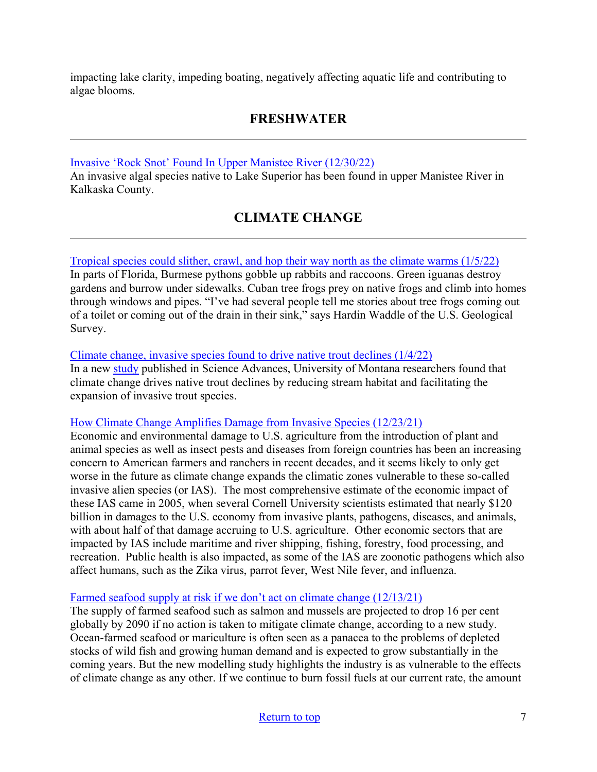impacting lake clarity, impeding boating, negatively affecting aquatic life and contributing to algae blooms.

## FRESHWATER

---

[Invasive 'Rock Snot' Found In Upper Manistee River (12/30/22)]
An invasive algal species native to Lake Superior has been found in upper Manistee River in Kalkaska County.

## CLIMATE CHANGE

---

[Tropical species could slither, crawl, and hop their way north as the climate warms (1/5/22)]
In parts of Florida, Burmese pythons gobble up rabbits and raccoons. Green iguanas destroy gardens and burrow under sidewalks. Cuban tree frogs prey on native frogs and climb into homes through windows and pipes. "I've had several people tell me stories about tree frogs coming out of a toilet or coming out of the drain in their sink," says Hardin Waddle of the U.S. Geological Survey.

[Climate change, invasive species found to drive native trout declines (1/4/22)]
In a new [study] published in Science Advances, University of Montana researchers found that climate change drives native trout declines by reducing stream habitat and facilitating the expansion of invasive trout species.

[How Climate Change Amplifies Damage from Invasive Species (12/23/21)]
Economic and environmental damage to U.S. agriculture from the introduction of plant and animal species as well as insect pests and diseases from foreign countries has been an increasing concern to American farmers and ranchers in recent decades, and it seems likely to only get worse in the future as climate change expands the climatic zones vulnerable to these so-called invasive alien species (or IAS). The most comprehensive estimate of the economic impact of these IAS came in 2005, when several Cornell University scientists estimated that nearly $120 billion in damages to the U.S. economy from invasive plants, pathogens, diseases, and animals, with about half of that damage accruing to U.S. agriculture. Other economic sectors that are impacted by IAS include maritime and river shipping, fishing, forestry, food processing, and recreation. Public health is also impacted, as some of the IAS are zoonotic pathogens which also affect humans, such as the Zika virus, parrot fever, West Nile fever, and influenza.

[Farmed seafood supply at risk if we don't act on climate change (12/13/21)]
The supply of farmed seafood such as salmon and mussels are projected to drop 16 per cent globally by 2090 if no action is taken to mitigate climate change, according to a new study. Ocean-farmed seafood or mariculture is often seen as a panacea to the problems of depleted stocks of wild fish and growing human demand and is expected to grow substantially in the coming years. But the new modelling study highlights the industry is as vulnerable to the effects of climate change as any other. If we continue to burn fossil fuels at our current rate, the amount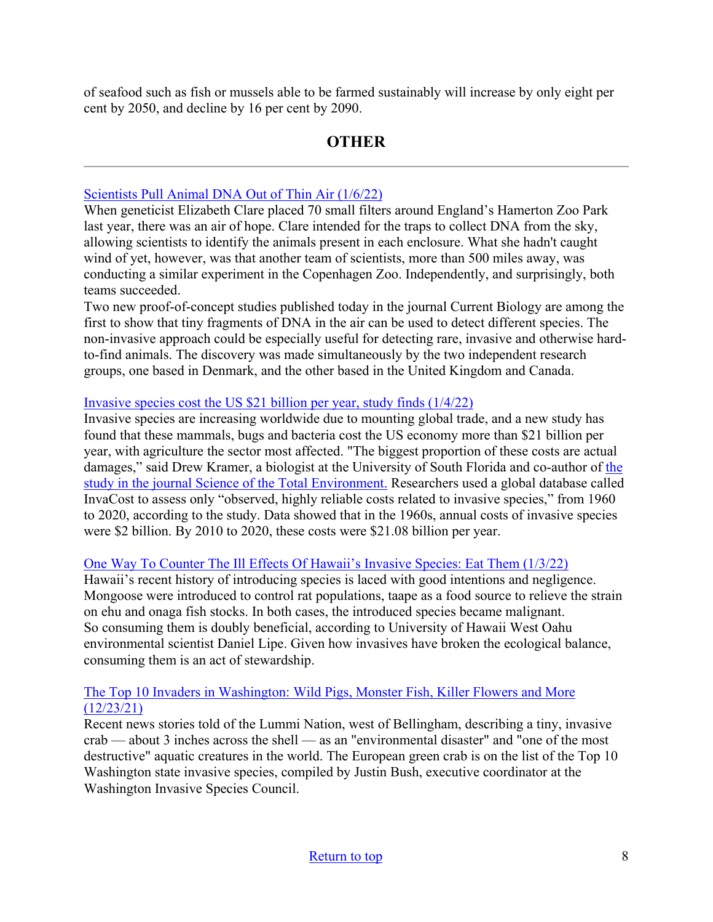of seafood such as fish or mussels able to be farmed sustainably will increase by only eight per cent by 2050, and decline by 16 per cent by 2090.

## OTHER

---

[Scientists Pull Animal DNA Out of Thin Air (1/6/22)](#)
When geneticist Elizabeth Clare placed 70 small filters around England's Hamerton Zoo Park last year, there was an air of hope. Clare intended for the traps to collect DNA from the sky, allowing scientists to identify the animals present in each enclosure. What she hadn't caught wind of yet, however, was that another team of scientists, more than 500 miles away, was conducting a similar experiment in the Copenhagen Zoo. Independently, and surprisingly, both teams succeeded.
Two new proof-of-concept studies published today in the journal Current Biology are among the first to show that tiny fragments of DNA in the air can be used to detect different species. The non-invasive approach could be especially useful for detecting rare, invasive and otherwise hard-to-find animals. The discovery was made simultaneously by the two independent research groups, one based in Denmark, and the other based in the United Kingdom and Canada.

[Invasive species cost the US $21 billion per year, study finds (1/4/22)](#)
Invasive species are increasing worldwide due to mounting global trade, and a new study has found that these mammals, bugs and bacteria cost the US economy more than $21 billion per year, with agriculture the sector most affected. "The biggest proportion of these costs are actual damages," said Drew Kramer, a biologist at the University of South Florida and co-author of [the study in the journal Science of the Total Environment.](#) Researchers used a global database called InvaCost to assess only "observed, highly reliable costs related to invasive species," from 1960 to 2020, according to the study. Data showed that in the 1960s, annual costs of invasive species were $2 billion. By 2010 to 2020, these costs were $21.08 billion per year.

[One Way To Counter The Ill Effects Of Hawaii's Invasive Species: Eat Them (1/3/22)](#)
Hawaii's recent history of introducing species is laced with good intentions and negligence. Mongoose were introduced to control rat populations, taape as a food source to relieve the strain on ehu and onaga fish stocks. In both cases, the introduced species became malignant.
So consuming them is doubly beneficial, according to University of Hawaii West Oahu environmental scientist Daniel Lipe. Given how invasives have broken the ecological balance, consuming them is an act of stewardship.

[The Top 10 Invaders in Washington: Wild Pigs, Monster Fish, Killer Flowers and More (12/23/21)](#)
Recent news stories told of the Lummi Nation, west of Bellingham, describing a tiny, invasive crab — about 3 inches across the shell — as an "environmental disaster" and "one of the most destructive" aquatic creatures in the world. The European green crab is on the list of the Top 10 Washington state invasive species, compiled by Justin Bush, executive coordinator at the Washington Invasive Species Council.

[Return to top](#)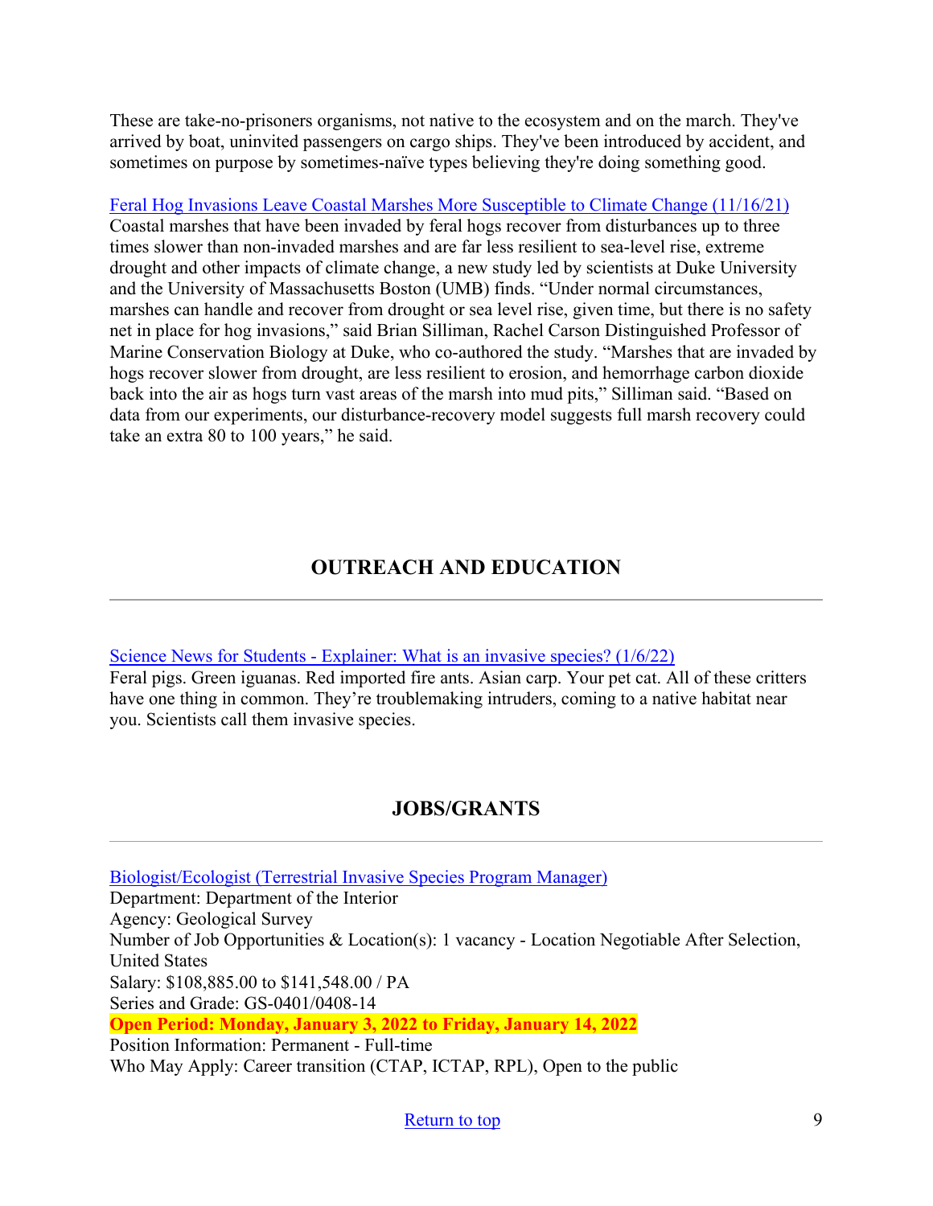These are take-no-prisoners organisms, not native to the ecosystem and on the march. They've arrived by boat, uninvited passengers on cargo ships. They've been introduced by accident, and sometimes on purpose by sometimes-naïve types believing they're doing something good.

[Feral Hog Invasions Leave Coastal Marshes More Susceptible to Climate Change (11/16/21)]
Coastal marshes that have been invaded by feral hogs recover from disturbances up to three times slower than non-invaded marshes and are far less resilient to sea-level rise, extreme drought and other impacts of climate change, a new study led by scientists at Duke University and the University of Massachusetts Boston (UMB) finds. "Under normal circumstances, marshes can handle and recover from drought or sea level rise, given time, but there is no safety net in place for hog invasions," said Brian Silliman, Rachel Carson Distinguished Professor of Marine Conservation Biology at Duke, who co-authored the study. "Marshes that are invaded by hogs recover slower from drought, are less resilient to erosion, and hemorrhage carbon dioxide back into the air as hogs turn vast areas of the marsh into mud pits," Silliman said. "Based on data from our experiments, our disturbance-recovery model suggests full marsh recovery could take an extra 80 to 100 years," he said.

## OUTREACH AND EDUCATION

---

[Science News for Students - Explainer: What is an invasive species? (1/6/22)]
Feral pigs. Green iguanas. Red imported fire ants. Asian carp. Your pet cat. All of these critters have one thing in common. They're troublemaking intruders, coming to a native habitat near you. Scientists call them invasive species.

## JOBS/GRANTS

---

[Biologist/Ecologist (Terrestrial Invasive Species Program Manager)]
Department: Department of the Interior
Agency: Geological Survey
Number of Job Opportunities & Location(s): 1 vacancy - Location Negotiable After Selection, United States
Salary: $108,885.00 to $141,548.00 / PA
Series and Grade: GS-0401/0408-14
**Open Period: Monday, January 3, 2022 to Friday, January 14, 2022**
Position Information: Permanent - Full-time
Who May Apply: Career transition (CTAP, ICTAP, RPL), Open to the public

Return to top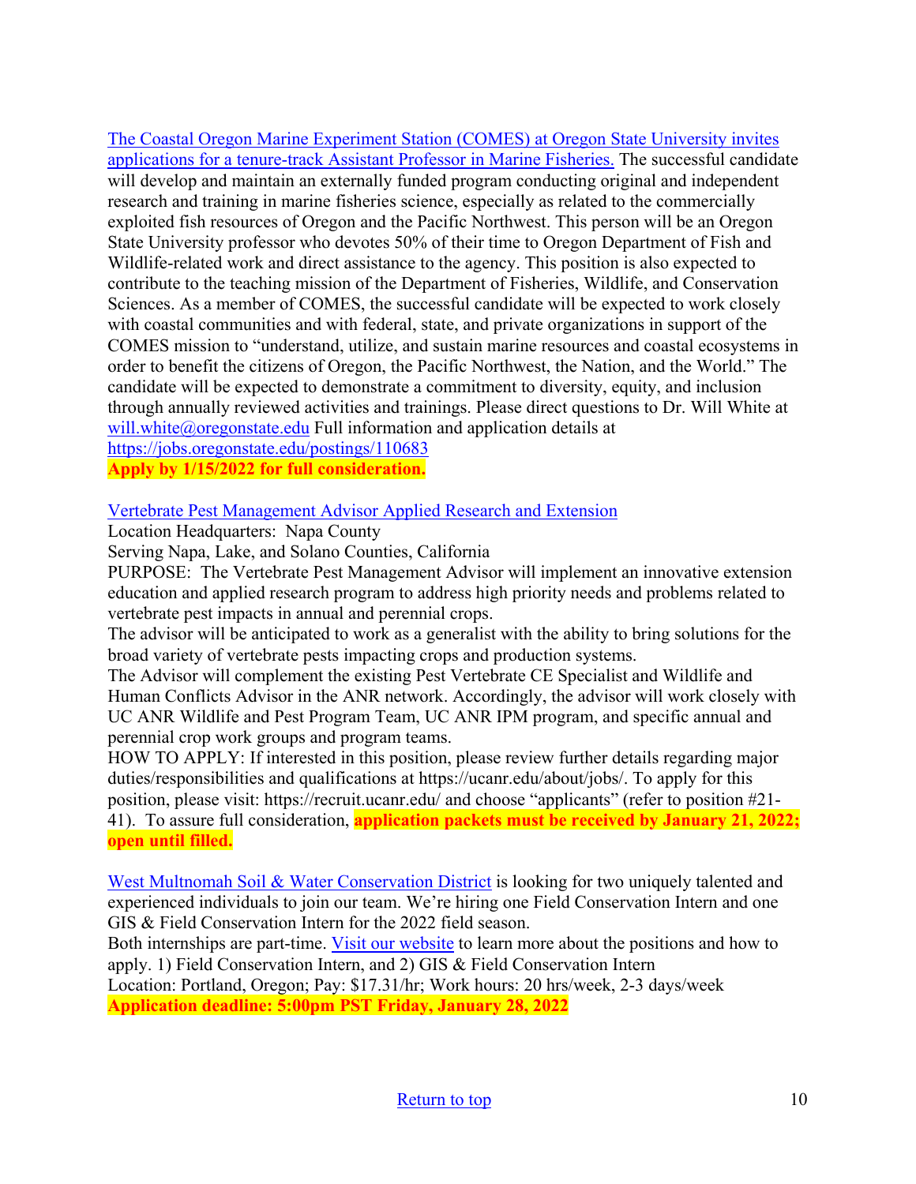The Coastal Oregon Marine Experiment Station (COMES) at Oregon State University invites applications for a tenure-track Assistant Professor in Marine Fisheries. The successful candidate will develop and maintain an externally funded program conducting original and independent research and training in marine fisheries science, especially as related to the commercially exploited fish resources of Oregon and the Pacific Northwest. This person will be an Oregon State University professor who devotes 50% of their time to Oregon Department of Fish and Wildlife-related work and direct assistance to the agency. This position is also expected to contribute to the teaching mission of the Department of Fisheries, Wildlife, and Conservation Sciences. As a member of COMES, the successful candidate will be expected to work closely with coastal communities and with federal, state, and private organizations in support of the COMES mission to "understand, utilize, and sustain marine resources and coastal ecosystems in order to benefit the citizens of Oregon, the Pacific Northwest, the Nation, and the World." The candidate will be expected to demonstrate a commitment to diversity, equity, and inclusion through annually reviewed activities and trainings. Please direct questions to Dr. Will White at will.white@oregonstate.edu Full information and application details at https://jobs.oregonstate.edu/postings/110683
**Apply by 1/15/2022 for full consideration.**

Vertebrate Pest Management Advisor Applied Research and Extension
Location Headquarters: Napa County
Serving Napa, Lake, and Solano Counties, California
PURPOSE: The Vertebrate Pest Management Advisor will implement an innovative extension education and applied research program to address high priority needs and problems related to vertebrate pest impacts in annual and perennial crops.
The advisor will be anticipated to work as a generalist with the ability to bring solutions for the broad variety of vertebrate pests impacting crops and production systems.
The Advisor will complement the existing Pest Vertebrate CE Specialist and Wildlife and Human Conflicts Advisor in the ANR network. Accordingly, the advisor will work closely with UC ANR Wildlife and Pest Program Team, UC ANR IPM program, and specific annual and perennial crop work groups and program teams.
HOW TO APPLY: If interested in this position, please review further details regarding major duties/responsibilities and qualifications at https://ucanr.edu/about/jobs/. To apply for this position, please visit: https://recruit.ucanr.edu/ and choose "applicants" (refer to position #21-41). To assure full consideration, **application packets must be received by January 21, 2022; open until filled.**

West Multnomah Soil & Water Conservation District is looking for two uniquely talented and experienced individuals to join our team. We're hiring one Field Conservation Intern and one GIS & Field Conservation Intern for the 2022 field season.
Both internships are part-time. Visit our website to learn more about the positions and how to apply. 1) Field Conservation Intern, and 2) GIS & Field Conservation Intern
Location: Portland, Oregon; Pay: $17.31/hr; Work hours: 20 hrs/week, 2-3 days/week
**Application deadline: 5:00pm PST Friday, January 28, 2022**

Return to top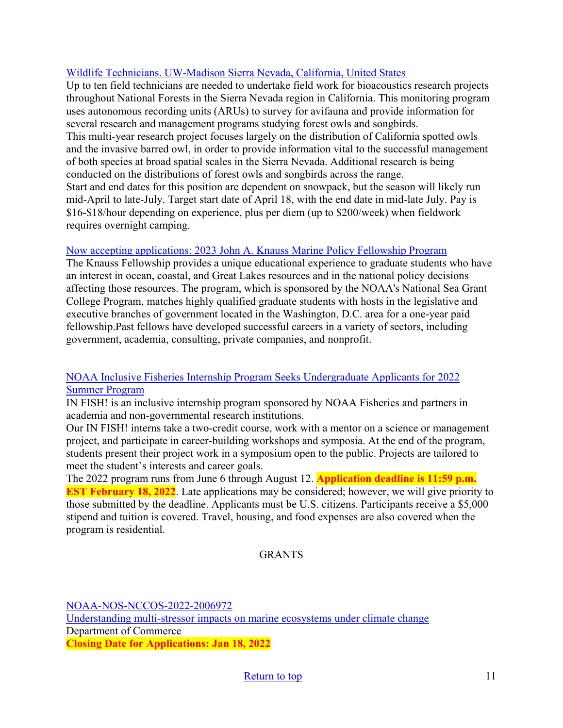Wildlife Technicians. UW-Madison Sierra Nevada, California, United States

Up to ten field technicians are needed to undertake field work for bioacoustics research projects throughout National Forests in the Sierra Nevada region in California. This monitoring program uses autonomous recording units (ARUs) to survey for avifauna and provide information for several research and management programs studying forest owls and songbirds.

This multi-year research project focuses largely on the distribution of California spotted owls and the invasive barred owl, in order to provide information vital to the successful management of both species at broad spatial scales in the Sierra Nevada. Additional research is being conducted on the distributions of forest owls and songbirds across the range.

Start and end dates for this position are dependent on snowpack, but the season will likely run mid-April to late-July. Target start date of April 18, with the end date in mid-late July. Pay is $16-$18/hour depending on experience, plus per diem (up to $200/week) when fieldwork requires overnight camping.

Now accepting applications: 2023 John A. Knauss Marine Policy Fellowship Program

The Knauss Fellowship provides a unique educational experience to graduate students who have an interest in ocean, coastal, and Great Lakes resources and in the national policy decisions affecting those resources. The program, which is sponsored by the NOAA's National Sea Grant College Program, matches highly qualified graduate students with hosts in the legislative and executive branches of government located in the Washington, D.C. area for a one-year paid fellowship.Past fellows have developed successful careers in a variety of sectors, including government, academia, consulting, private companies, and nonprofit.

NOAA Inclusive Fisheries Internship Program Seeks Undergraduate Applicants for 2022 Summer Program

IN FISH! is an inclusive internship program sponsored by NOAA Fisheries and partners in academia and non-governmental research institutions.

Our IN FISH! interns take a two-credit course, work with a mentor on a science or management project, and participate in career-building workshops and symposia. At the end of the program, students present their project work in a symposium open to the public. Projects are tailored to meet the student's interests and career goals.

The 2022 program runs from June 6 through August 12. **Application deadline is 11:59 p.m. EST February 18, 2022**. Late applications may be considered; however, we will give priority to those submitted by the deadline. Applicants must be U.S. citizens. Participants receive a $5,000 stipend and tuition is covered. Travel, housing, and food expenses are also covered when the program is residential.

## GRANTS

NOAA-NOS-NCCOS-2022-2006972

Understanding multi-stressor impacts on marine ecosystems under climate change

Department of Commerce

**Closing Date for Applications: Jan 18, 2022**

Return to top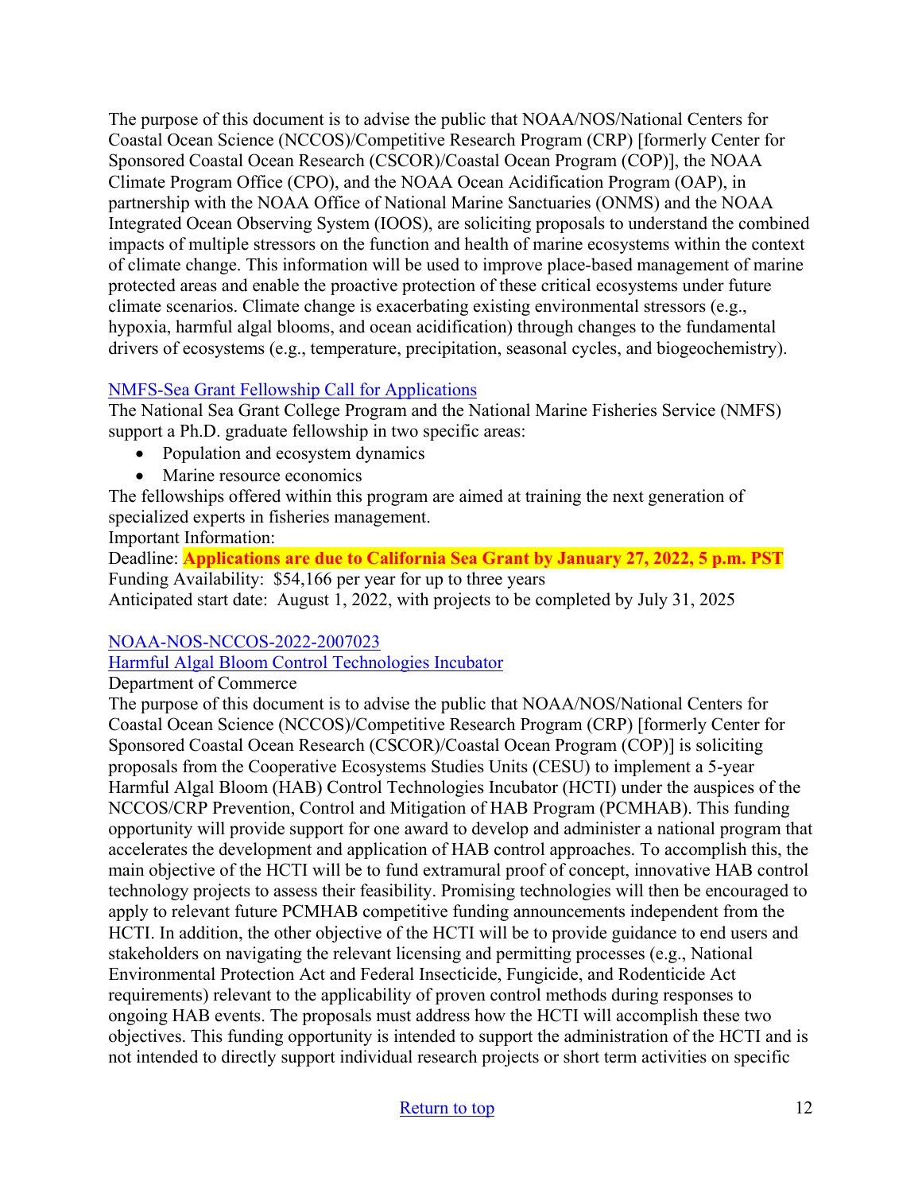The purpose of this document is to advise the public that NOAA/NOS/National Centers for Coastal Ocean Science (NCCOS)/Competitive Research Program (CRP) [formerly Center for Sponsored Coastal Ocean Research (CSCOR)/Coastal Ocean Program (COP)], the NOAA Climate Program Office (CPO), and the NOAA Ocean Acidification Program (OAP), in partnership with the NOAA Office of National Marine Sanctuaries (ONMS) and the NOAA Integrated Ocean Observing System (IOOS), are soliciting proposals to understand the combined impacts of multiple stressors on the function and health of marine ecosystems within the context of climate change. This information will be used to improve place-based management of marine protected areas and enable the proactive protection of these critical ecosystems under future climate scenarios. Climate change is exacerbating existing environmental stressors (e.g., hypoxia, harmful algal blooms, and ocean acidification) through changes to the fundamental drivers of ecosystems (e.g., temperature, precipitation, seasonal cycles, and biogeochemistry).

NMFS-Sea Grant Fellowship Call for Applications

The National Sea Grant College Program and the National Marine Fisheries Service (NMFS) support a Ph.D. graduate fellowship in two specific areas:

- Population and ecosystem dynamics
- Marine resource economics

The fellowships offered within this program are aimed at training the next generation of specialized experts in fisheries management.

Important Information:

Deadline: **Applications are due to California Sea Grant by January 27, 2022, 5 p.m. PST**

Funding Availability: $54,166 per year for up to three years

Anticipated start date: August 1, 2022, with projects to be completed by July 31, 2025

NOAA-NOS-NCCOS-2022-2007023

Harmful Algal Bloom Control Technologies Incubator

Department of Commerce

The purpose of this document is to advise the public that NOAA/NOS/National Centers for Coastal Ocean Science (NCCOS)/Competitive Research Program (CRP) [formerly Center for Sponsored Coastal Ocean Research (CSCOR)/Coastal Ocean Program (COP)] is soliciting proposals from the Cooperative Ecosystems Studies Units (CESU) to implement a 5-year Harmful Algal Bloom (HAB) Control Technologies Incubator (HCTI) under the auspices of the NCCOS/CRP Prevention, Control and Mitigation of HAB Program (PCMHAB). This funding opportunity will provide support for one award to develop and administer a national program that accelerates the development and application of HAB control approaches. To accomplish this, the main objective of the HCTI will be to fund extramural proof of concept, innovative HAB control technology projects to assess their feasibility. Promising technologies will then be encouraged to apply to relevant future PCMHAB competitive funding announcements independent from the HCTI. In addition, the other objective of the HCTI will be to provide guidance to end users and stakeholders on navigating the relevant licensing and permitting processes (e.g., National Environmental Protection Act and Federal Insecticide, Fungicide, and Rodenticide Act requirements) relevant to the applicability of proven control methods during responses to ongoing HAB events. The proposals must address how the HCTI will accomplish these two objectives. This funding opportunity is intended to support the administration of the HCTI and is not intended to directly support individual research projects or short term activities on specific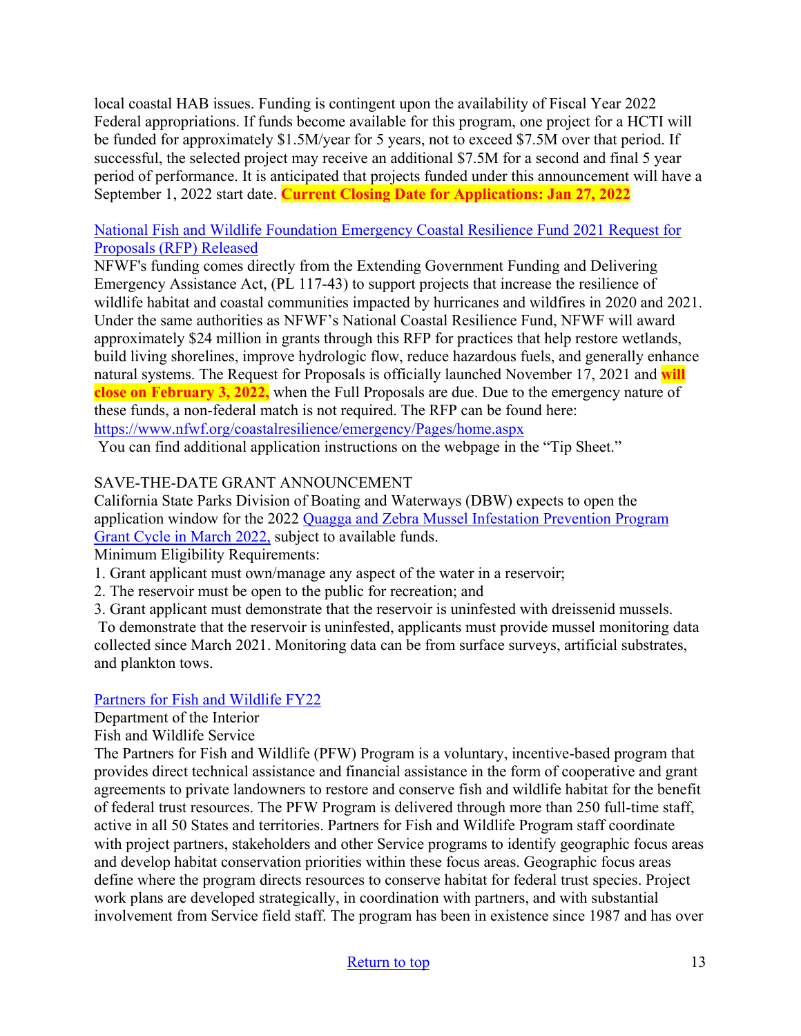local coastal HAB issues. Funding is contingent upon the availability of Fiscal Year 2022 Federal appropriations. If funds become available for this program, one project for a HCTI will be funded for approximately $1.5M/year for 5 years, not to exceed $7.5M over that period. If successful, the selected project may receive an additional $7.5M for a second and final 5 year period of performance. It is anticipated that projects funded under this announcement will have a September 1, 2022 start date. **Current Closing Date for Applications: Jan 27, 2022**

[National Fish and Wildlife Foundation Emergency Coastal Resilience Fund 2021 Request for Proposals (RFP) Released](https://www.nfwf.org/coastalresilience/emergency/Pages/home.aspx)

NFWF's funding comes directly from the Extending Government Funding and Delivering Emergency Assistance Act, (PL 117-43) to support projects that increase the resilience of wildlife habitat and coastal communities impacted by hurricanes and wildfires in 2020 and 2021. Under the same authorities as NFWF's National Coastal Resilience Fund, NFWF will award approximately $24 million in grants through this RFP for practices that help restore wetlands, build living shorelines, improve hydrologic flow, reduce hazardous fuels, and generally enhance natural systems. The Request for Proposals is officially launched November 17, 2021 and **will close on February 3, 2022,** when the Full Proposals are due. Due to the emergency nature of these funds, a non-federal match is not required. The RFP can be found here: https://www.nfwf.org/coastalresilience/emergency/Pages/home.aspx

You can find additional application instructions on the webpage in the "Tip Sheet."

SAVE-THE-DATE GRANT ANNOUNCEMENT

California State Parks Division of Boating and Waterways (DBW) expects to open the application window for the 2022 Quagga and Zebra Mussel Infestation Prevention Program Grant Cycle in March 2022, subject to available funds.

Minimum Eligibility Requirements:

1. Grant applicant must own/manage any aspect of the water in a reservoir;
2. The reservoir must be open to the public for recreation; and
3. Grant applicant must demonstrate that the reservoir is uninfested with dreissenid mussels.

To demonstrate that the reservoir is uninfested, applicants must provide mussel monitoring data collected since March 2021. Monitoring data can be from surface surveys, artificial substrates, and plankton tows.

Partners for Fish and Wildlife FY22

Department of the Interior

Fish and Wildlife Service

The Partners for Fish and Wildlife (PFW) Program is a voluntary, incentive-based program that provides direct technical assistance and financial assistance in the form of cooperative and grant agreements to private landowners to restore and conserve fish and wildlife habitat for the benefit of federal trust resources. The PFW Program is delivered through more than 250 full-time staff, active in all 50 States and territories. Partners for Fish and Wildlife Program staff coordinate with project partners, stakeholders and other Service programs to identify geographic focus areas and develop habitat conservation priorities within these focus areas. Geographic focus areas define where the program directs resources to conserve habitat for federal trust species. Project work plans are developed strategically, in coordination with partners, and with substantial involvement from Service field staff. The program has been in existence since 1987 and has over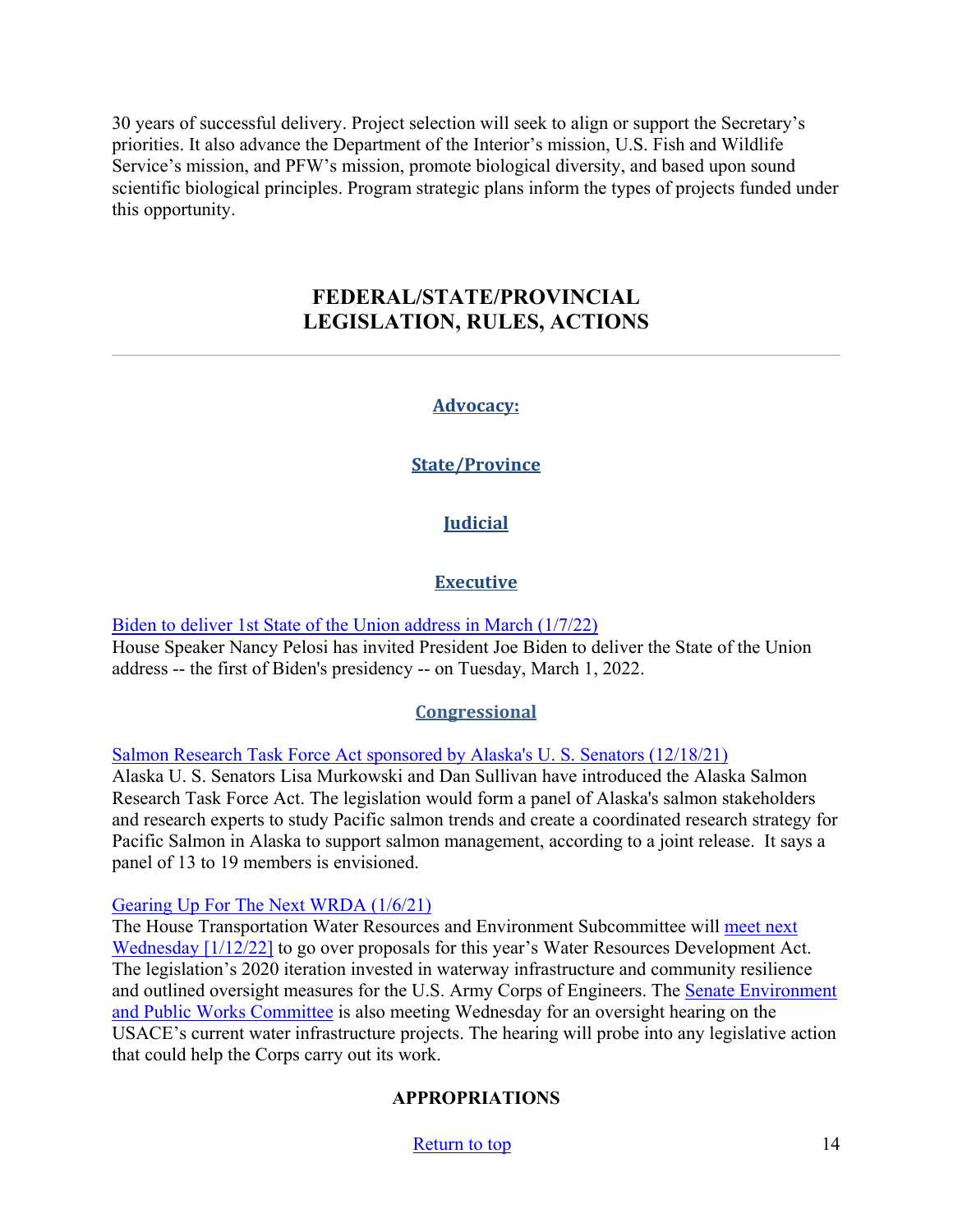30 years of successful delivery. Project selection will seek to align or support the Secretary's priorities. It also advance the Department of the Interior's mission, U.S. Fish and Wildlife Service's mission, and PFW's mission, promote biological diversity, and based upon sound scientific biological principles. Program strategic plans inform the types of projects funded under this opportunity.

## FEDERAL/STATE/PROVINCIAL LEGISLATION, RULES, ACTIONS

---

### Advocacy:

### State/Province

### Judicial

### Executive

[Biden to deliver 1st State of the Union address in March (1/7/22)]
House Speaker Nancy Pelosi has invited President Joe Biden to deliver the State of the Union address -- the first of Biden's presidency -- on Tuesday, March 1, 2022.

### Congressional

[Salmon Research Task Force Act sponsored by Alaska's U. S. Senators (12/18/21)]
Alaska U. S. Senators Lisa Murkowski and Dan Sullivan have introduced the Alaska Salmon Research Task Force Act. The legislation would form a panel of Alaska's salmon stakeholders and research experts to study Pacific salmon trends and create a coordinated research strategy for Pacific Salmon in Alaska to support salmon management, according to a joint release. It says a panel of 13 to 19 members is envisioned.

[Gearing Up For The Next WRDA (1/6/21)]
The House Transportation Water Resources and Environment Subcommittee will [meet next Wednesday [1/12/22]] to go over proposals for this year's Water Resources Development Act. The legislation's 2020 iteration invested in waterway infrastructure and community resilience and outlined oversight measures for the U.S. Army Corps of Engineers. The [Senate Environment and Public Works Committee] is also meeting Wednesday for an oversight hearing on the USACE's current water infrastructure projects. The hearing will probe into any legislative action that could help the Corps carry out its work.

### APPROPRIATIONS

[Return to top]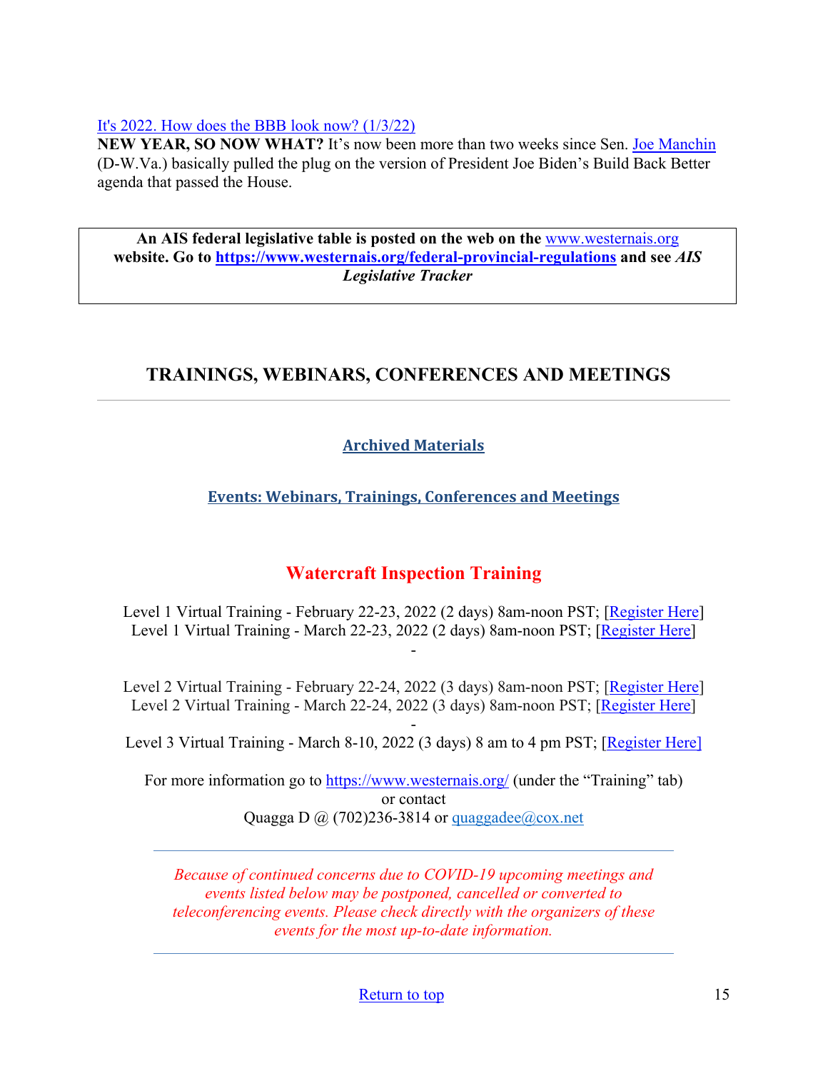It's 2022. How does the BBB look now? (1/3/22)

**NEW YEAR, SO NOW WHAT?** It's now been more than two weeks since Sen. Joe Manchin (D-W.Va.) basically pulled the plug on the version of President Joe Biden's Build Back Better agenda that passed the House.

> **An AIS federal legislative table is posted on the web on the www.westernais.org website. Go to https://www.westernais.org/federal-provincial-regulations and see *AIS Legislative Tracker***

## TRAININGS, WEBINARS, CONFERENCES AND MEETINGS

---

**Archived Materials**

**Events: Webinars, Trainings, Conferences and Meetings**

### Watercraft Inspection Training

Level 1 Virtual Training - February 22-23, 2022 (2 days) 8am-noon PST; [Register Here]
Level 1 Virtual Training - March 22-23, 2022 (2 days) 8am-noon PST; [Register Here]
-

Level 2 Virtual Training - February 22-24, 2022 (3 days) 8am-noon PST; [Register Here]
Level 2 Virtual Training - March 22-24, 2022 (3 days) 8am-noon PST; [Register Here]
-
Level 3 Virtual Training - March 8-10, 2022 (3 days) 8 am to 4 pm PST; [Register Here]

For more information go to https://www.westernais.org/ (under the "Training" tab) or contact
Quagga D @ (702)236-3814 or quaggadee@cox.net

---

*Because of continued concerns due to COVID-19 upcoming meetings and events listed below may be postponed, cancelled or converted to teleconferencing events. Please check directly with the organizers of these events for the most up-to-date information.*

---

Return to top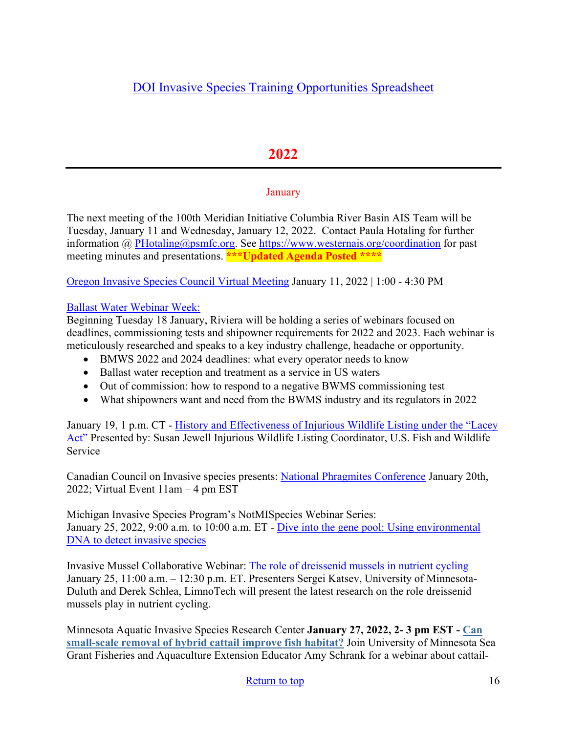[DOI Invasive Species Training Opportunities Spreadsheet]

## 2022

---

### January

The next meeting of the 100th Meridian Initiative Columbia River Basin AIS Team will be Tuesday, January 11 and Wednesday, January 12, 2022. Contact Paula Hotaling for further information @ PHotaling@psmfc.org. See https://www.westernais.org/coordination for past meeting minutes and presentations. **\*\*\*Updated Agenda Posted \*\*\*\***

Oregon Invasive Species Council Virtual Meeting January 11, 2022 | 1:00 - 4:30 PM

Ballast Water Webinar Week:
Beginning Tuesday 18 January, Riviera will be holding a series of webinars focused on deadlines, commissioning tests and shipowner requirements for 2022 and 2023. Each webinar is meticulously researched and speaks to a key industry challenge, headache or opportunity.

- BMWS 2022 and 2024 deadlines: what every operator needs to know
- Ballast water reception and treatment as a service in US waters
- Out of commission: how to respond to a negative BWMS commissioning test
- What shipowners want and need from the BWMS industry and its regulators in 2022

January 19, 1 p.m. CT - History and Effectiveness of Injurious Wildlife Listing under the "Lacey Act" Presented by: Susan Jewell Injurious Wildlife Listing Coordinator, U.S. Fish and Wildlife Service

Canadian Council on Invasive species presents: National Phragmites Conference January 20th, 2022; Virtual Event 11am – 4 pm EST

Michigan Invasive Species Program's NotMISpecies Webinar Series:
January 25, 2022, 9:00 a.m. to 10:00 a.m. ET - Dive into the gene pool: Using environmental DNA to detect invasive species

Invasive Mussel Collaborative Webinar: The role of dreissenid mussels in nutrient cycling January 25, 11:00 a.m. – 12:30 p.m. ET. Presenters Sergei Katsev, University of Minnesota-Duluth and Derek Schlea, LimnoTech will present the latest research on the role dreissenid mussels play in nutrient cycling.

Minnesota Aquatic Invasive Species Research Center **January 27, 2022, 2- 3 pm EST - Can small-scale removal of hybrid cattail improve fish habitat?** Join University of Minnesota Sea Grant Fisheries and Aquaculture Extension Educator Amy Schrank for a webinar about cattail-

Return to top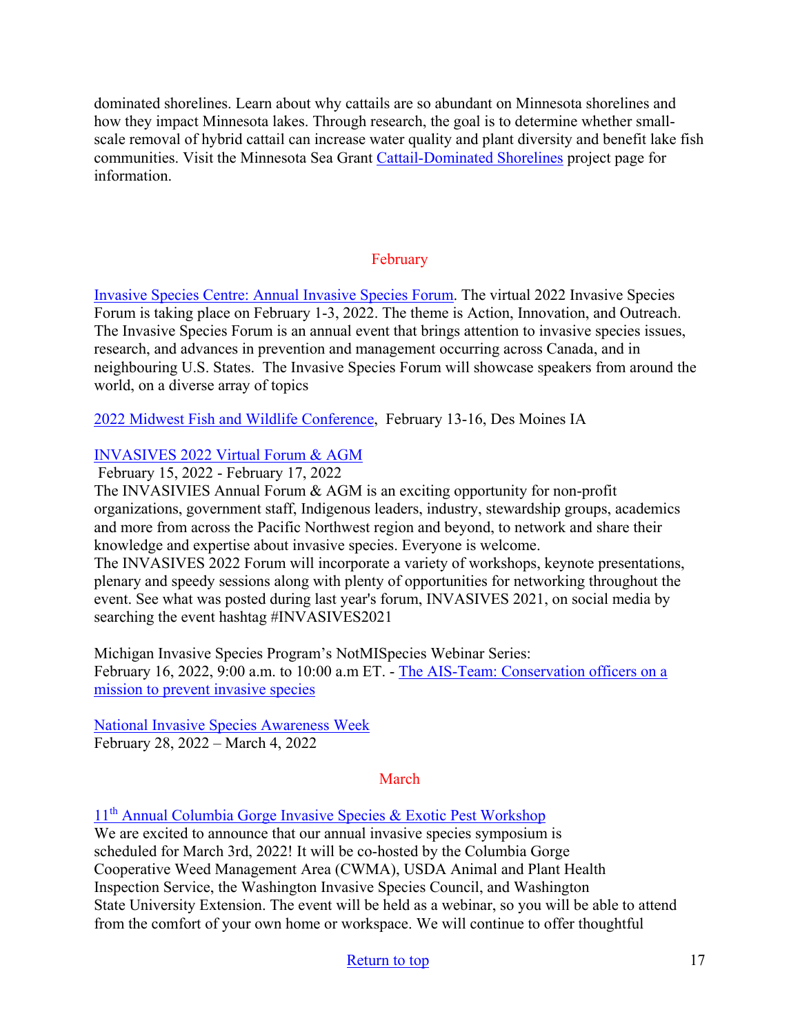dominated shorelines. Learn about why cattails are so abundant on Minnesota shorelines and how they impact Minnesota lakes. Through research, the goal is to determine whether small-scale removal of hybrid cattail can increase water quality and plant diversity and benefit lake fish communities. Visit the Minnesota Sea Grant Cattail-Dominated Shorelines project page for information.

## February

Invasive Species Centre: Annual Invasive Species Forum. The virtual 2022 Invasive Species Forum is taking place on February 1-3, 2022. The theme is Action, Innovation, and Outreach. The Invasive Species Forum is an annual event that brings attention to invasive species issues, research, and advances in prevention and management occurring across Canada, and in neighbouring U.S. States. The Invasive Species Forum will showcase speakers from around the world, on a diverse array of topics

2022 Midwest Fish and Wildlife Conference, February 13-16, Des Moines IA

INVASIVES 2022 Virtual Forum & AGM
February 15, 2022 - February 17, 2022
The INVASIVIES Annual Forum & AGM is an exciting opportunity for non-profit organizations, government staff, Indigenous leaders, industry, stewardship groups, academics and more from across the Pacific Northwest region and beyond, to network and share their knowledge and expertise about invasive species. Everyone is welcome.
The INVASIVES 2022 Forum will incorporate a variety of workshops, keynote presentations, plenary and speedy sessions along with plenty of opportunities for networking throughout the event. See what was posted during last year's forum, INVASIVES 2021, on social media by searching the event hashtag #INVASIVES2021

Michigan Invasive Species Program's NotMISpecies Webinar Series:
February 16, 2022, 9:00 a.m. to 10:00 a.m ET. - The AIS-Team: Conservation officers on a mission to prevent invasive species

National Invasive Species Awareness Week
February 28, 2022 – March 4, 2022

## March

11th Annual Columbia Gorge Invasive Species & Exotic Pest Workshop
We are excited to announce that our annual invasive species symposium is scheduled for March 3rd, 2022! It will be co-hosted by the Columbia Gorge Cooperative Weed Management Area (CWMA), USDA Animal and Plant Health Inspection Service, the Washington Invasive Species Council, and Washington State University Extension. The event will be held as a webinar, so you will be able to attend from the comfort of your own home or workspace. We will continue to offer thoughtful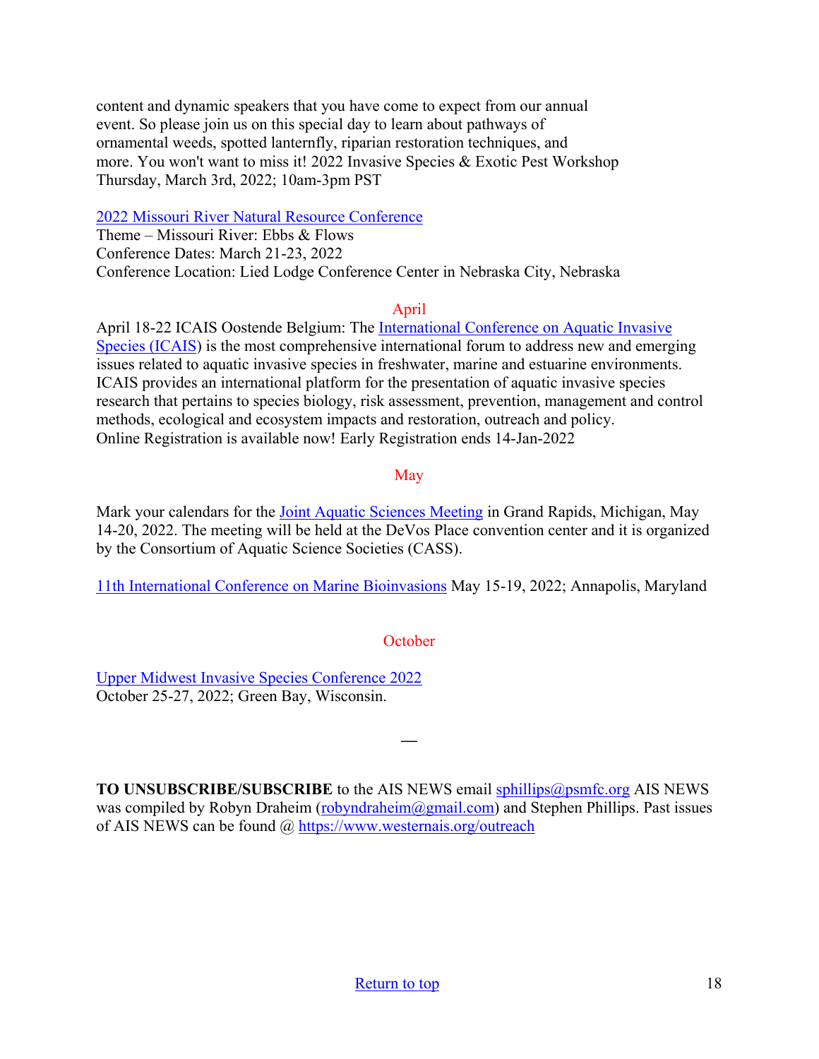content and dynamic speakers that you have come to expect from our annual event. So please join us on this special day to learn about pathways of ornamental weeds, spotted lanternfly, riparian restoration techniques, and more. You won't want to miss it! 2022 Invasive Species & Exotic Pest Workshop Thursday, March 3rd, 2022; 10am-3pm PST

[2022 Missouri River Natural Resource Conference]
Theme – Missouri River: Ebbs & Flows
Conference Dates: March 21-23, 2022
Conference Location: Lied Lodge Conference Center in Nebraska City, Nebraska

## April

April 18-22 ICAIS Oostende Belgium: The International Conference on Aquatic Invasive Species (ICAIS) is the most comprehensive international forum to address new and emerging issues related to aquatic invasive species in freshwater, marine and estuarine environments. ICAIS provides an international platform for the presentation of aquatic invasive species research that pertains to species biology, risk assessment, prevention, management and control methods, ecological and ecosystem impacts and restoration, outreach and policy.
Online Registration is available now! Early Registration ends 14-Jan-2022

## May

Mark your calendars for the Joint Aquatic Sciences Meeting in Grand Rapids, Michigan, May 14-20, 2022. The meeting will be held at the DeVos Place convention center and it is organized by the Consortium of Aquatic Science Societies (CASS).

11th International Conference on Marine Bioinvasions May 15-19, 2022; Annapolis, Maryland

## October

Upper Midwest Invasive Species Conference 2022
October 25-27, 2022; Green Bay, Wisconsin.

—

**TO UNSUBSCRIBE/SUBSCRIBE** to the AIS NEWS email sphillips@psmfc.org AIS NEWS was compiled by Robyn Draheim (robyndraheim@gmail.com) and Stephen Phillips. Past issues of AIS NEWS can be found @ https://www.westernais.org/outreach

Return to top